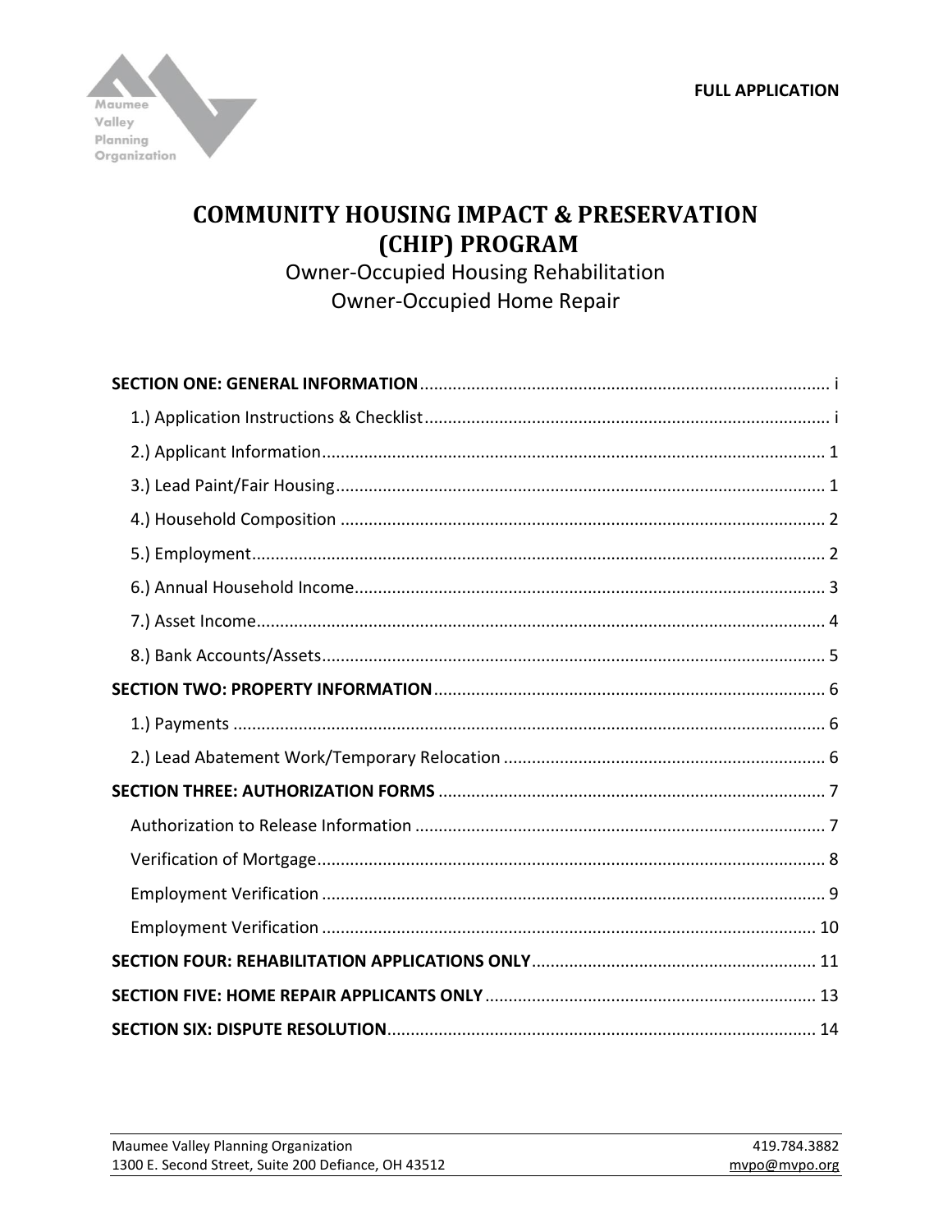Maumee Valley Planning Organization

**FULL APPLICATION**

# COMMUNITY HOUSING IMPACT & PRESERVATION (CHIP) PROGRAM

Owner-Occupied Housing Rehabilitation

Owner-Occupied Home Repair

**SECTION ONE: GENERAL INFORMATION** ..... i

- 1.) Application Instructions & Checklist ..... i
- 2.) Applicant Information ..... 1
- 3.) Lead Paint/Fair Housing ..... 1
- 4.) Household Composition ..... 2
- 5.) Employment ..... 2
- 6.) Annual Household Income ..... 3
- 7.) Asset Income ..... 4
- 8.) Bank Accounts/Assets ..... 5

**SECTION TWO: PROPERTY INFORMATION** ..... 6

- 1.) Payments ..... 6
- 2.) Lead Abatement Work/Temporary Relocation ..... 6

**SECTION THREE: AUTHORIZATION FORMS** ..... 7

- Authorization to Release Information ..... 7
- Verification of Mortgage ..... 8
- Employment Verification ..... 9
- Employment Verification ..... 10

**SECTION FOUR: REHABILITATION APPLICATIONS ONLY** ..... 11

**SECTION FIVE: HOME REPAIR APPLICANTS ONLY** ..... 13

**SECTION SIX: DISPUTE RESOLUTION** ..... 14

Maumee Valley Planning Organization
1300 E. Second Street, Suite 200 Defiance, OH 43512
419.784.3882
mvpo@mvpo.org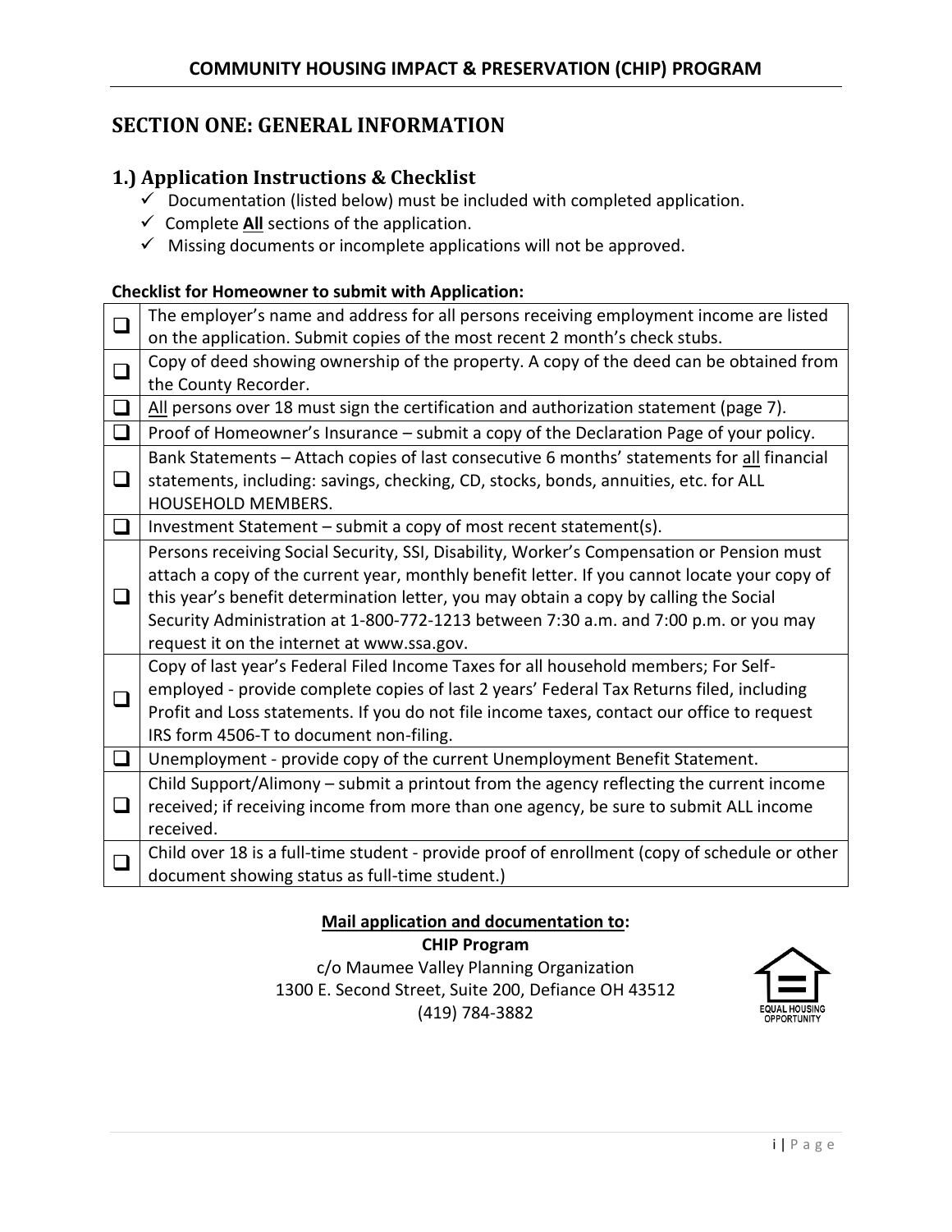## COMMUNITY HOUSING IMPACT & PRESERVATION (CHIP) PROGRAM

# SECTION ONE: GENERAL INFORMATION

## 1.) Application Instructions & Checklist

- ✓ Documentation (listed below) must be included with completed application.
- ✓ Complete **All** sections of the application.
- ✓ Missing documents or incomplete applications will not be approved.

**Checklist for Homeowner to submit with Application:**

| ☐ | Item |
|---|---|
| ☐ | The employer's name and address for all persons receiving employment income are listed on the application. Submit copies of the most recent 2 month's check stubs. |
| ☐ | Copy of deed showing ownership of the property. A copy of the deed can be obtained from the County Recorder. |
| ☐ | All persons over 18 must sign the certification and authorization statement (page 7). |
| ☐ | Proof of Homeowner's Insurance – submit a copy of the Declaration Page of your policy. |
| ☐ | Bank Statements – Attach copies of last consecutive 6 months' statements for all financial statements, including: savings, checking, CD, stocks, bonds, annuities, etc. for ALL HOUSEHOLD MEMBERS. |
| ☐ | Investment Statement – submit a copy of most recent statement(s). |
| ☐ | Persons receiving Social Security, SSI, Disability, Worker's Compensation or Pension must attach a copy of the current year, monthly benefit letter. If you cannot locate your copy of this year's benefit determination letter, you may obtain a copy by calling the Social Security Administration at 1-800-772-1213 between 7:30 a.m. and 7:00 p.m. or you may request it on the internet at www.ssa.gov. |
| ☐ | Copy of last year's Federal Filed Income Taxes for all household members; For Self-employed - provide complete copies of last 2 years' Federal Tax Returns filed, including Profit and Loss statements. If you do not file income taxes, contact our office to request IRS form 4506-T to document non-filing. |
| ☐ | Unemployment - provide copy of the current Unemployment Benefit Statement. |
| ☐ | Child Support/Alimony – submit a printout from the agency reflecting the current income received; if receiving income from more than one agency, be sure to submit ALL income received. |
| ☐ | Child over 18 is a full-time student - provide proof of enrollment (copy of schedule or other document showing status as full-time student.) |

**Mail application and documentation to:**

**CHIP Program**
c/o Maumee Valley Planning Organization
1300 E. Second Street, Suite 200, Defiance OH 43512
(419) 784-3882

EQUAL HOUSING OPPORTUNITY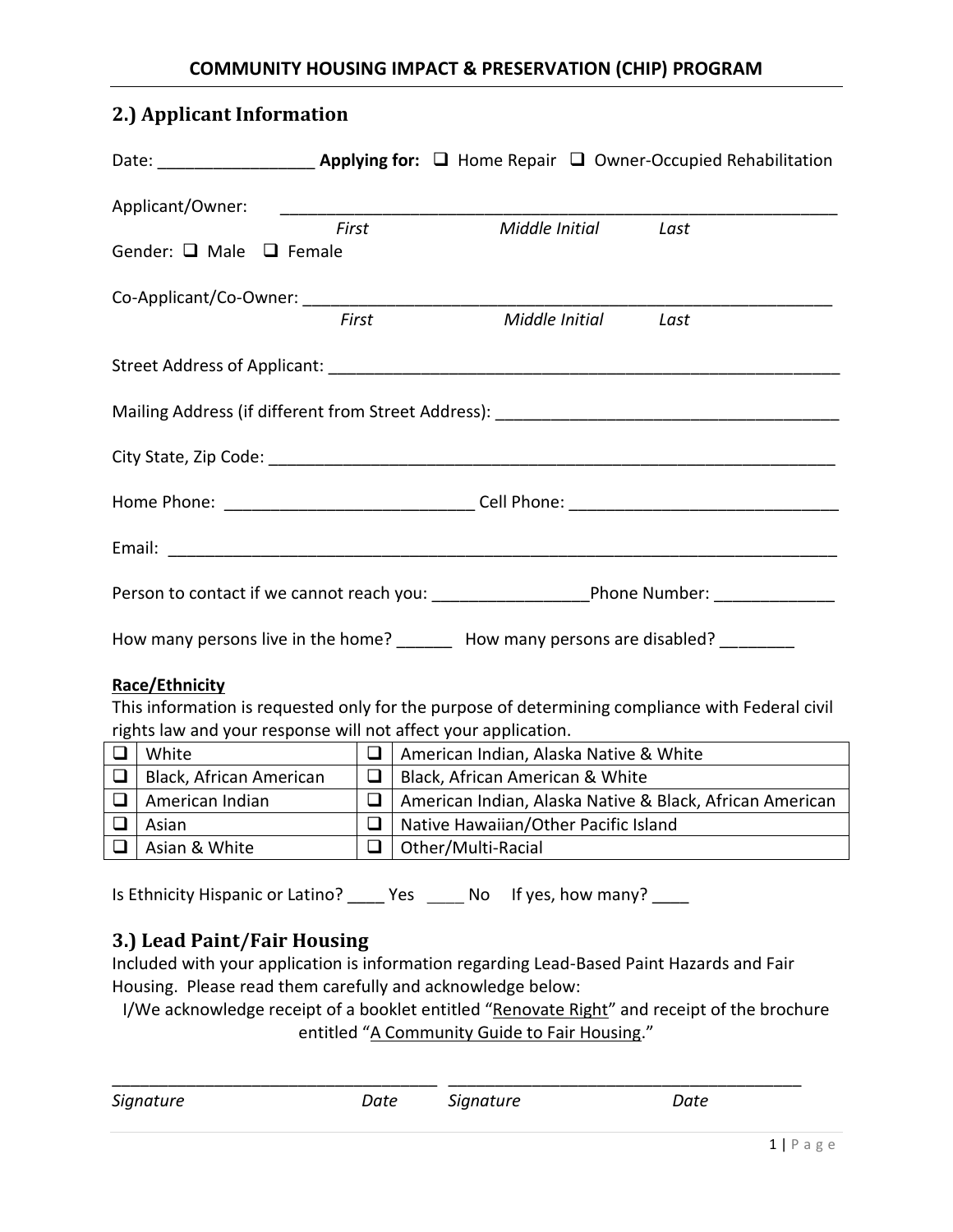## COMMUNITY HOUSING IMPACT & PRESERVATION (CHIP) PROGRAM

## 2.) Applicant Information

Date: _________________ **Applying for:** ☐ Home Repair ☐ Owner-Occupied Rehabilitation

Applicant/Owner: ______________________________________________________________
*First* *Middle Initial* *Last*

Gender: ☐ Male ☐ Female

Co-Applicant/Co-Owner: _________________________________________________________
*First* *Middle Initial* *Last*

Street Address of Applicant: _____________________________________________________

Mailing Address (if different from Street Address): _______________________________________

City State, Zip Code: ___________________________________________________________

Home Phone: ___________________________ Cell Phone: _____________________________

Email: ______________________________________________________________________

Person to contact if we cannot reach you: _________________Phone Number: _____________

How many persons live in the home? ______ How many persons are disabled? ________

**Race/Ethnicity**

This information is requested only for the purpose of determining compliance with Federal civil rights law and your response will not affect your application.

| | | | |
|---|---|---|---|
| ☐ | White | ☐ | American Indian, Alaska Native & White |
| ☐ | Black, African American | ☐ | Black, African American & White |
| ☐ | American Indian | ☐ | American Indian, Alaska Native & Black, African American |
| ☐ | Asian | ☐ | Native Hawaiian/Other Pacific Island |
| ☐ | Asian & White | ☐ | Other/Multi-Racial |

Is Ethnicity Hispanic or Latino? ____ Yes ____ No If yes, how many? ____

## 3.) Lead Paint/Fair Housing

Included with your application is information regarding Lead-Based Paint Hazards and Fair Housing. Please read them carefully and acknowledge below:

I/We acknowledge receipt of a booklet entitled "Renovate Right" and receipt of the brochure entitled "A Community Guide to Fair Housing."

___________________________________ _______________________________________
*Signature* *Date* *Signature* *Date*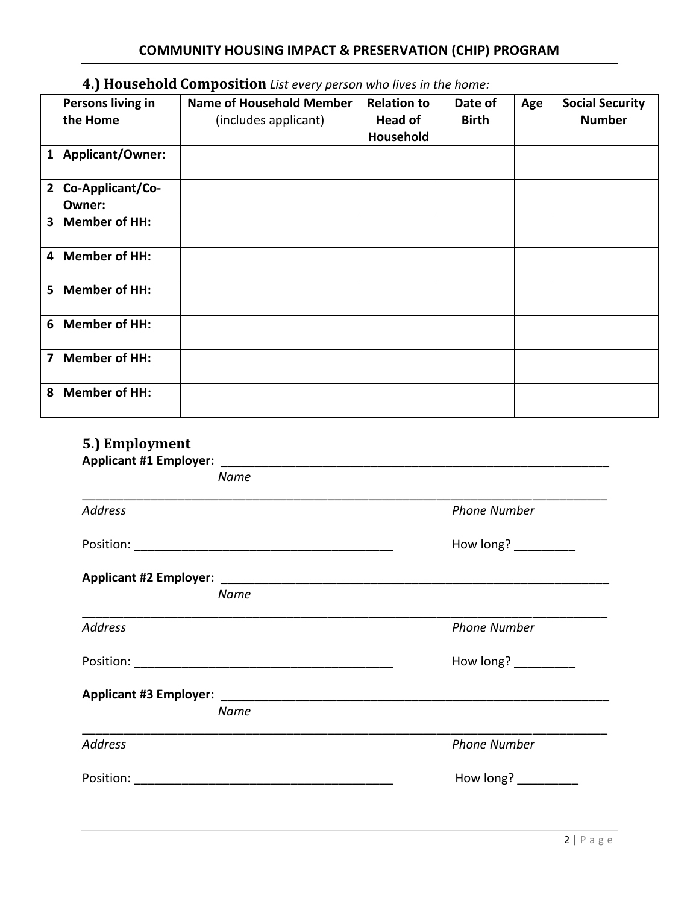### 4.) Household Composition *List every person who lives in the home:*

| | Persons living in the Home | Name of Household Member (includes applicant) | Relation to Head of Household | Date of Birth | Age | Social Security Number |
|---|---|---|---|---|---|---|
| 1 | **Applicant/Owner:** | | | | | |
| 2 | **Co-Applicant/Co-Owner:** | | | | | |
| 3 | **Member of HH:** | | | | | |
| 4 | **Member of HH:** | | | | | |
| 5 | **Member of HH:** | | | | | |
| 6 | **Member of HH:** | | | | | |
| 7 | **Member of HH:** | | | | | |
| 8 | **Member of HH:** | | | | | |

### 5.) Employment

**Applicant #1 Employer:** ____________________________________________________________
*Name*

____________________________________________________________________________________
*Address* *Phone Number*

Position: ______________________________________ How long? _________

**Applicant #2 Employer:** ____________________________________________________________
*Name*

____________________________________________________________________________________
*Address* *Phone Number*

Position: ______________________________________ How long? _________

**Applicant #3 Employer:** ____________________________________________________________
*Name*

____________________________________________________________________________________
*Address* *Phone Number*

Position: ______________________________________ How long? _________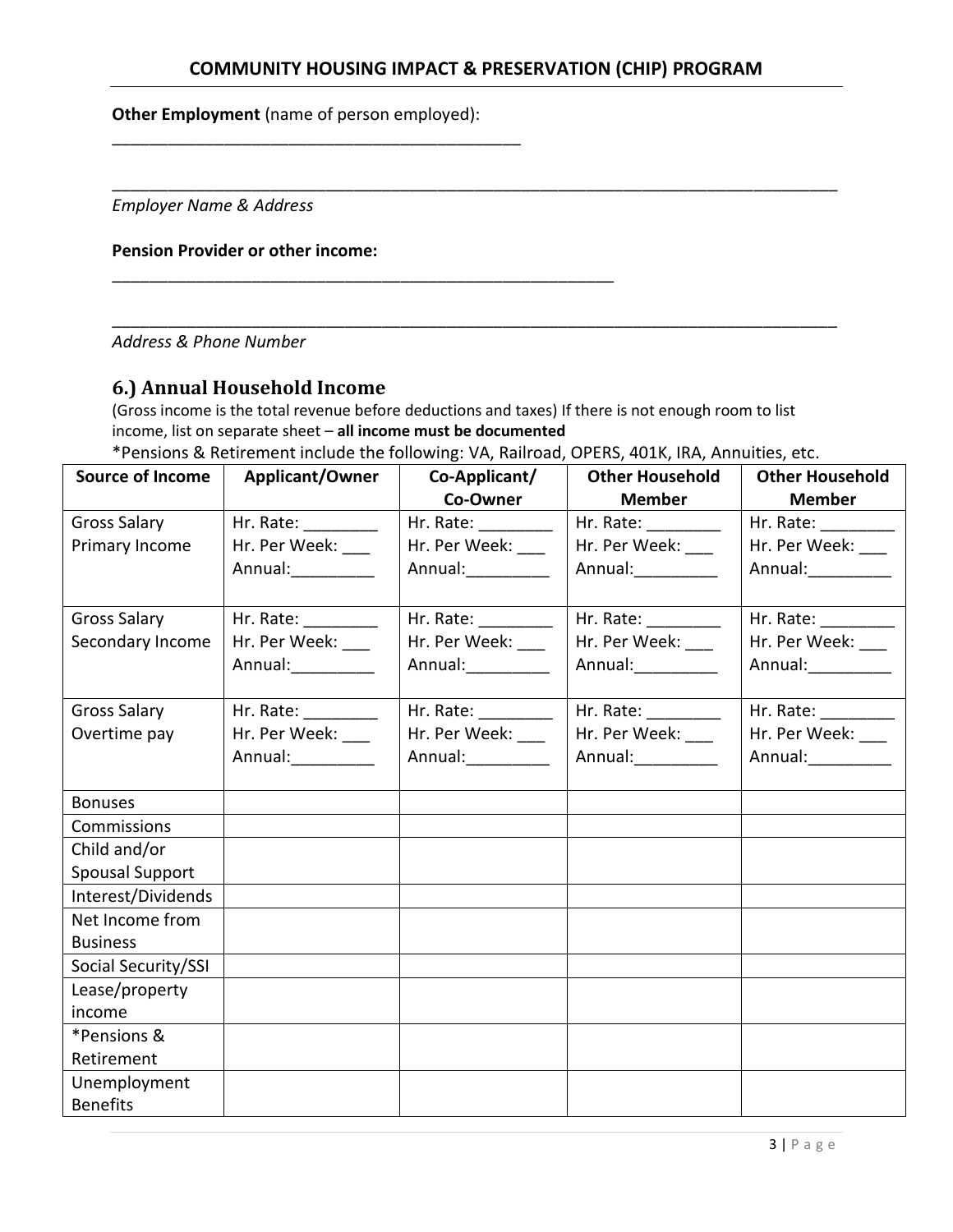**Other Employment** (name of person employed):
_____________________________________________

_______________________________________________________________________________
*Employer Name & Address*

**Pension Provider or other income:**
_______________________________________________________

_______________________________________________________________________________
*Address & Phone Number*

### 6.) Annual Household Income

(Gross income is the total revenue before deductions and taxes) If there is not enough room to list income, list on separate sheet – **all income must be documented**

*Pensions & Retirement include the following: VA, Railroad, OPERS, 401K, IRA, Annuities, etc.

| Source of Income | Applicant/Owner | Co-Applicant/ Co-Owner | Other Household Member | Other Household Member |
|---|---|---|---|---|
| Gross Salary Primary Income | Hr. Rate: ________ Hr. Per Week: ___ Annual:_________ | Hr. Rate: ________ Hr. Per Week: ___ Annual:_________ | Hr. Rate: ________ Hr. Per Week: ___ Annual:_________ | Hr. Rate: ________ Hr. Per Week: ___ Annual:_________ |
| Gross Salary Secondary Income | Hr. Rate: ________ Hr. Per Week: ___ Annual:_________ | Hr. Rate: ________ Hr. Per Week: ___ Annual:_________ | Hr. Rate: ________ Hr. Per Week: ___ Annual:_________ | Hr. Rate: ________ Hr. Per Week: ___ Annual:_________ |
| Gross Salary Overtime pay | Hr. Rate: ________ Hr. Per Week: ___ Annual:_________ | Hr. Rate: ________ Hr. Per Week: ___ Annual:_________ | Hr. Rate: ________ Hr. Per Week: ___ Annual:_________ | Hr. Rate: ________ Hr. Per Week: ___ Annual:_________ |
| Bonuses | | | | |
| Commissions | | | | |
| Child and/or Spousal Support | | | | |
| Interest/Dividends | | | | |
| Net Income from Business | | | | |
| Social Security/SSI | | | | |
| Lease/property income | | | | |
| *Pensions & Retirement | | | | |
| Unemployment Benefits | | | | |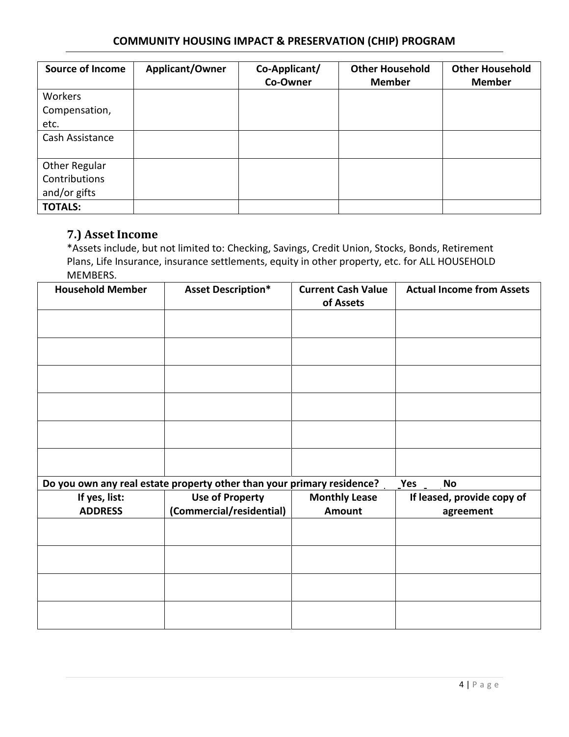| Source of Income | Applicant/Owner | Co-Applicant/ Co-Owner | Other Household Member | Other Household Member |
|---|---|---|---|---|
| Workers Compensation, etc. | | | | |
| Cash Assistance | | | | |
| Other Regular Contributions and/or gifts | | | | |
| **TOTALS:** | | | | |

## 7.) Asset Income

*Assets include, but not limited to: Checking, Savings, Credit Union, Stocks, Bonds, Retirement Plans, Life Insurance, insurance settlements, equity in other property, etc. for ALL HOUSEHOLD MEMBERS.

| Household Member | Asset Description* | Current Cash Value of Assets | Actual Income from Assets |
|---|---|---|---|
| | | | |
| | | | |
| | | | |
| | | | |
| | | | |
| | | | |

**Do you own any real estate property other than your primary residence? _Yes _ No**

| If yes, list: ADDRESS | Use of Property (Commercial/residential) | Monthly Lease Amount | If leased, provide copy of agreement |
|---|---|---|---|
| | | | |
| | | | |
| | | | |
| | | | |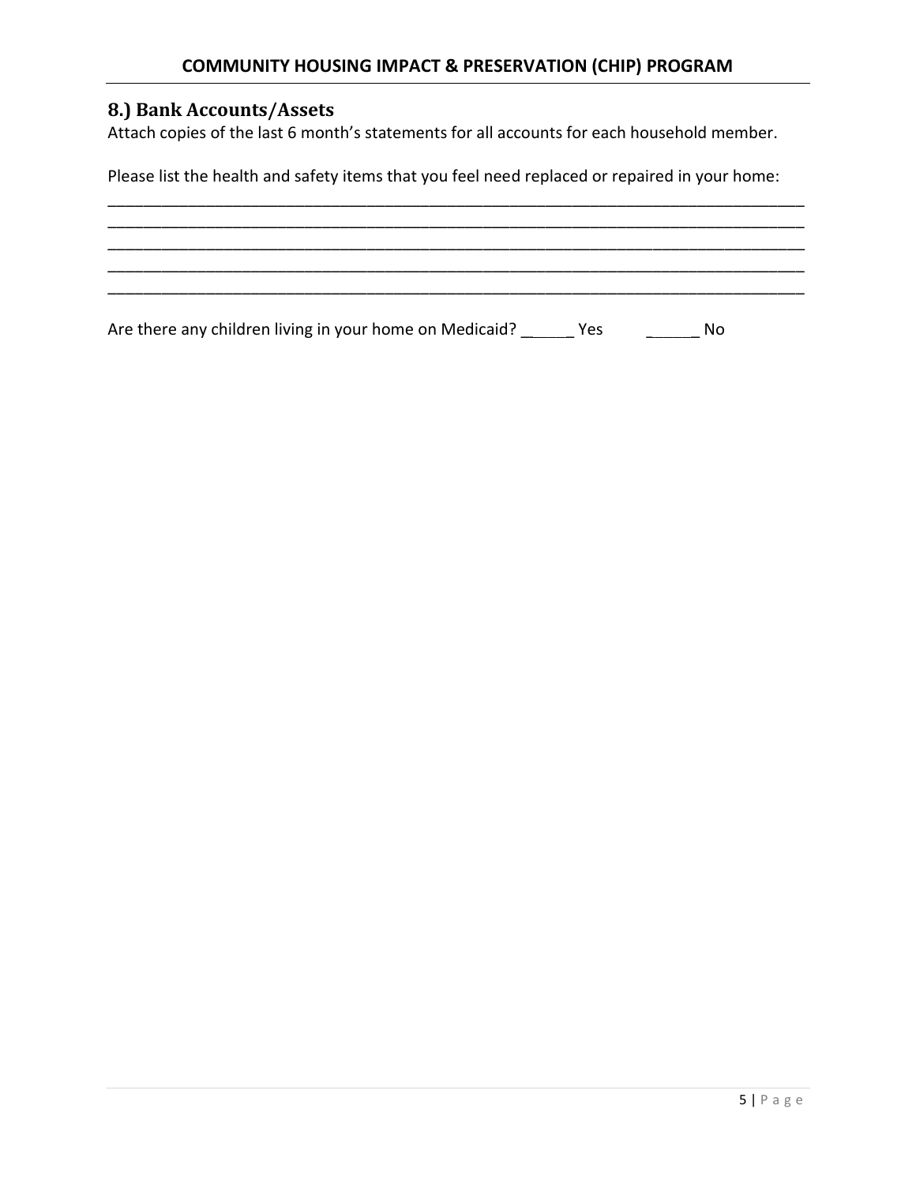## 8.) Bank Accounts/Assets

Attach copies of the last 6 month's statements for all accounts for each household member.

Please list the health and safety items that you feel need replaced or repaired in your home:

_______________________________________________________________________________
_______________________________________________________________________________
_______________________________________________________________________________
_______________________________________________________________________________
_______________________________________________________________________________

Are there any children living in your home on Medicaid? ______ Yes ______ No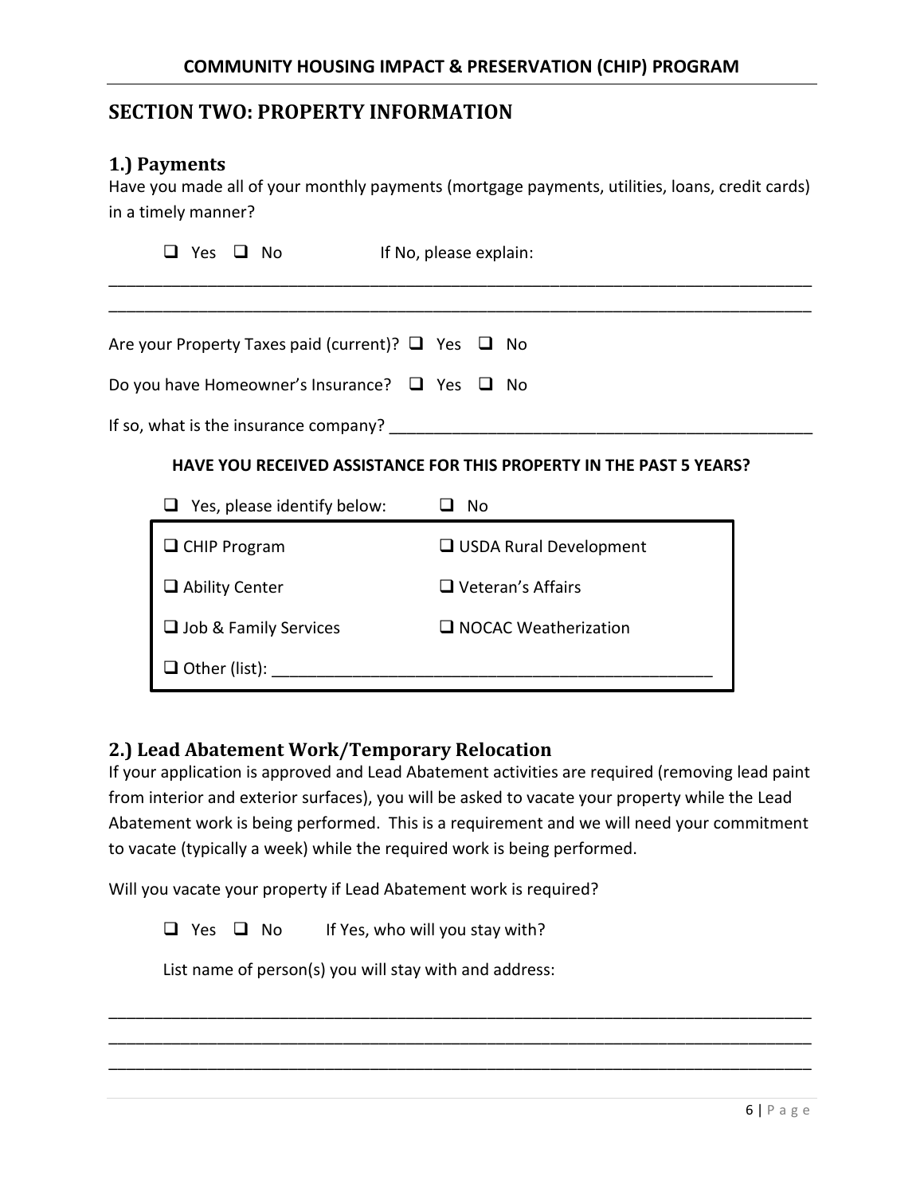## SECTION TWO: PROPERTY INFORMATION

### 1.) Payments

Have you made all of your monthly payments (mortgage payments, utilities, loans, credit cards) in a timely manner?

❑ Yes ❑ No If No, please explain:

\_\_\_\_\_\_\_\_\_\_\_\_\_\_\_\_\_\_\_\_\_\_\_\_\_\_\_\_\_\_\_\_\_\_\_\_\_\_\_\_\_\_\_\_\_\_\_\_\_\_\_\_\_\_\_\_\_\_\_\_\_\_\_\_\_\_\_\_\_\_\_\_\_\_\_\_\_\_

\_\_\_\_\_\_\_\_\_\_\_\_\_\_\_\_\_\_\_\_\_\_\_\_\_\_\_\_\_\_\_\_\_\_\_\_\_\_\_\_\_\_\_\_\_\_\_\_\_\_\_\_\_\_\_\_\_\_\_\_\_\_\_\_\_\_\_\_\_\_\_\_\_\_\_\_\_\_

Are your Property Taxes paid (current)? ❑ Yes ❑ No

Do you have Homeowner's Insurance? ❑ Yes ❑ No

If so, what is the insurance company? \_\_\_\_\_\_\_\_\_\_\_\_\_\_\_\_\_\_\_\_\_\_\_\_\_\_\_\_\_\_\_\_\_\_\_\_\_\_\_\_\_\_\_\_

**HAVE YOU RECEIVED ASSISTANCE FOR THIS PROPERTY IN THE PAST 5 YEARS?**

❑ Yes, please identify below: ❑ No

| | |
|---|---|
| ❑ CHIP Program | ❑ USDA Rural Development |
| ❑ Ability Center | ❑ Veteran's Affairs |
| ❑ Job & Family Services | ❑ NOCAC Weatherization |
| ❑ Other (list): \_\_\_\_\_\_\_\_\_\_\_\_\_\_\_\_\_\_\_\_\_\_\_\_\_\_\_\_\_\_\_\_\_\_\_\_\_\_\_\_ | |

### 2.) Lead Abatement Work/Temporary Relocation

If your application is approved and Lead Abatement activities are required (removing lead paint from interior and exterior surfaces), you will be asked to vacate your property while the Lead Abatement work is being performed. This is a requirement and we will need your commitment to vacate (typically a week) while the required work is being performed.

Will you vacate your property if Lead Abatement work is required?

❑ Yes ❑ No If Yes, who will you stay with?

List name of person(s) you will stay with and address:

\_\_\_\_\_\_\_\_\_\_\_\_\_\_\_\_\_\_\_\_\_\_\_\_\_\_\_\_\_\_\_\_\_\_\_\_\_\_\_\_\_\_\_\_\_\_\_\_\_\_\_\_\_\_\_\_\_\_\_\_\_\_\_\_\_\_\_\_\_\_\_\_\_\_\_\_\_\_

\_\_\_\_\_\_\_\_\_\_\_\_\_\_\_\_\_\_\_\_\_\_\_\_\_\_\_\_\_\_\_\_\_\_\_\_\_\_\_\_\_\_\_\_\_\_\_\_\_\_\_\_\_\_\_\_\_\_\_\_\_\_\_\_\_\_\_\_\_\_\_\_\_\_\_\_\_\_

\_\_\_\_\_\_\_\_\_\_\_\_\_\_\_\_\_\_\_\_\_\_\_\_\_\_\_\_\_\_\_\_\_\_\_\_\_\_\_\_\_\_\_\_\_\_\_\_\_\_\_\_\_\_\_\_\_\_\_\_\_\_\_\_\_\_\_\_\_\_\_\_\_\_\_\_\_\_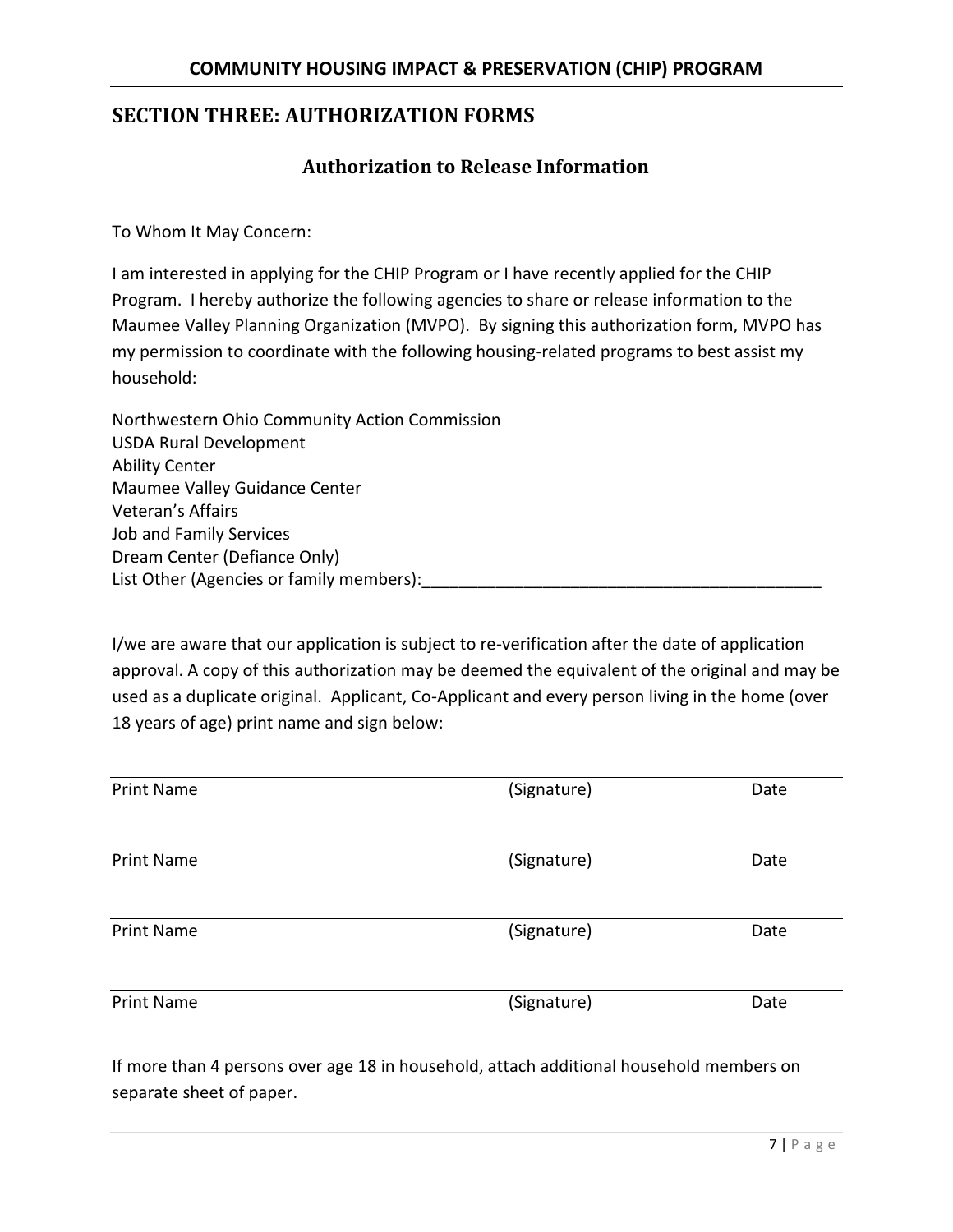## SECTION THREE: AUTHORIZATION FORMS

### Authorization to Release Information

To Whom It May Concern:

I am interested in applying for the CHIP Program or I have recently applied for the CHIP Program. I hereby authorize the following agencies to share or release information to the Maumee Valley Planning Organization (MVPO). By signing this authorization form, MVPO has my permission to coordinate with the following housing-related programs to best assist my household:

Northwestern Ohio Community Action Commission
USDA Rural Development
Ability Center
Maumee Valley Guidance Center
Veteran's Affairs
Job and Family Services
Dream Center (Defiance Only)
List Other (Agencies or family members):___________________________________________

I/we are aware that our application is subject to re-verification after the date of application approval. A copy of this authorization may be deemed the equivalent of the original and may be used as a duplicate original. Applicant, Co-Applicant and every person living in the home (over 18 years of age) print name and sign below:

| Print Name | (Signature) | Date |
|---|---|---|
| Print Name | (Signature) | Date |
| Print Name | (Signature) | Date |
| Print Name | (Signature) | Date |

If more than 4 persons over age 18 in household, attach additional household members on separate sheet of paper.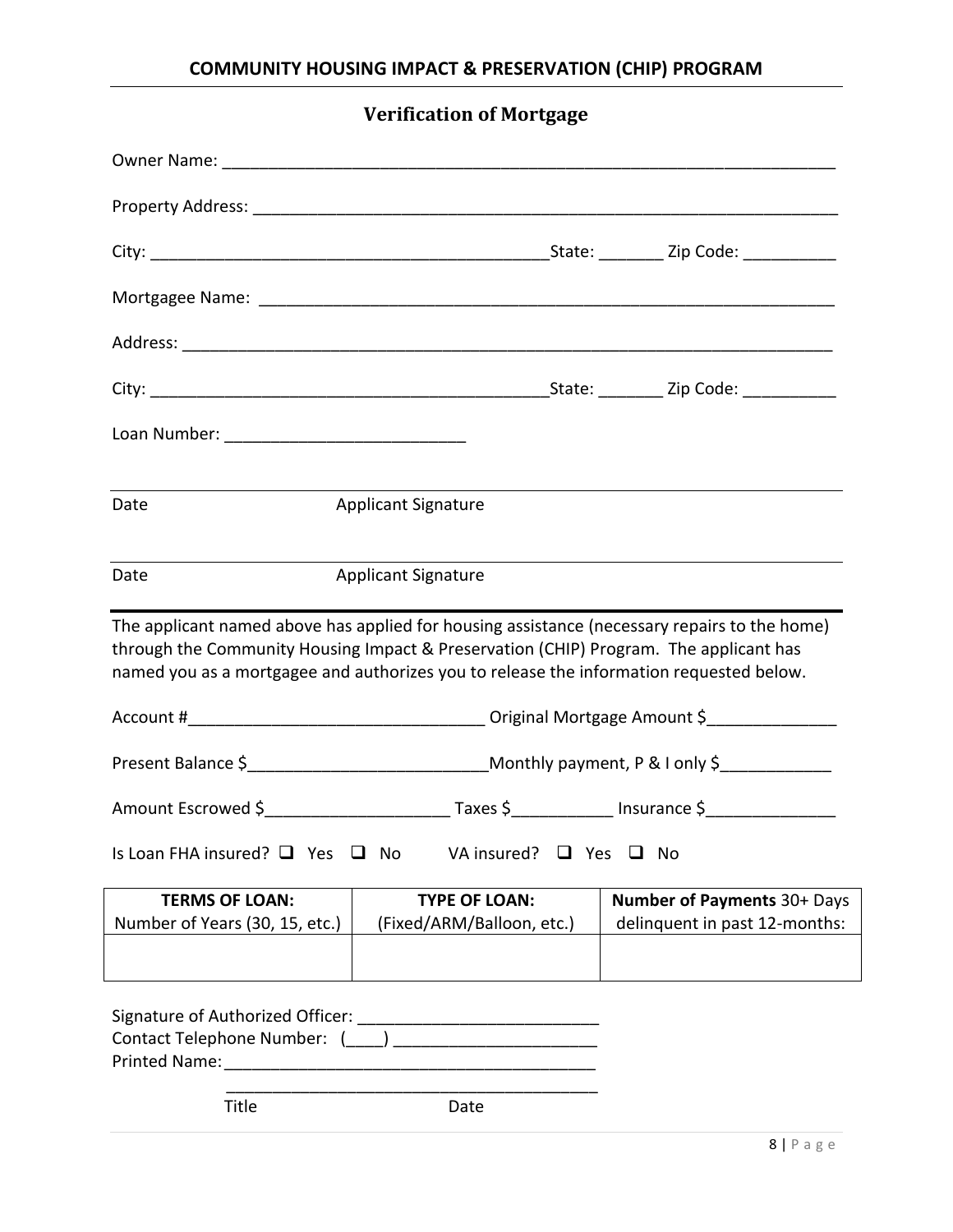**COMMUNITY HOUSING IMPACT & PRESERVATION (CHIP) PROGRAM**

## Verification of Mortgage

Owner Name: ___________________________________________________________________

Property Address: _______________________________________________________________

City: ___________________________________________State: _______ Zip Code: __________

Mortgagee Name: _______________________________________________________________

Address: _______________________________________________________________________

City: ___________________________________________State: _______ Zip Code: __________

Loan Number: __________________________

______________________________________________________________________________

Date Applicant Signature

______________________________________________________________________________

Date Applicant Signature

---

The applicant named above has applied for housing assistance (necessary repairs to the home) through the Community Housing Impact & Preservation (CHIP) Program. The applicant has named you as a mortgagee and authorizes you to release the information requested below.

Account #________________________________ Original Mortgage Amount $______________

Present Balance $__________________________Monthly payment, P & I only $____________

Amount Escrowed $____________________ Taxes $___________ Insurance $______________

Is Loan FHA insured? ❑ Yes ❑ No VA insured? ❑ Yes ❑ No

| **TERMS OF LOAN:** Number of Years (30, 15, etc.) | **TYPE OF LOAN:** (Fixed/ARM/Balloon, etc.) | **Number of Payments** 30+ Days delinquent in past 12-months: |
|---|---|---|
| | | |

Signature of Authorized Officer: __________________________

Contact Telephone Number: (____) ______________________

Printed Name: _________________________________________

_________________________________________

Title Date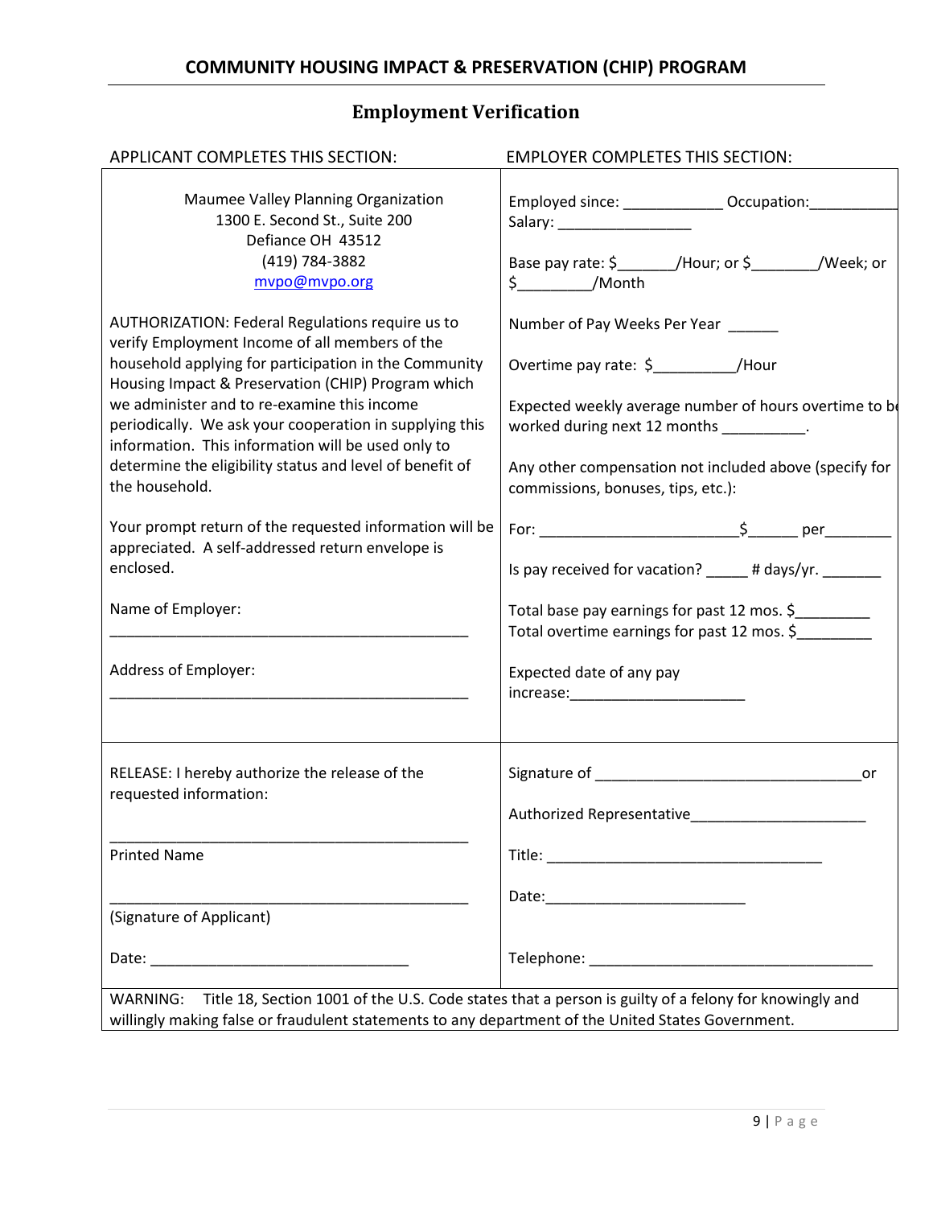## COMMUNITY HOUSING IMPACT & PRESERVATION (CHIP) PROGRAM

### Employment Verification

| APPLICANT COMPLETES THIS SECTION: | EMPLOYER COMPLETES THIS SECTION: |
|---|---|
| Maumee Valley Planning Organization<br>1300 E. Second St., Suite 200<br>Defiance OH 43512<br>(419) 784-3882<br>mvpo@mvpo.org<br><br>AUTHORIZATION: Federal Regulations require us to verify Employment Income of all members of the household applying for participation in the Community Housing Impact & Preservation (CHIP) Program which we administer and to re-examine this income periodically. We ask your cooperation in supplying this information. This information will be used only to determine the eligibility status and level of benefit of the household.<br><br>Your prompt return of the requested information will be appreciated. A self-addressed return envelope is enclosed.<br><br>Name of Employer:<br>_____________________________________________<br><br>Address of Employer:<br>_____________________________________________ | Employed since: ____________ Occupation:__________<br>Salary: ________________<br><br>Base pay rate: $_______/Hour; or $________/Week; or $_________/Month<br><br>Number of Pay Weeks Per Year ______<br><br>Overtime pay rate: $__________/Hour<br><br>Expected weekly average number of hours overtime to be worked during next 12 months __________.<br><br>Any other compensation not included above (specify for commissions, bonuses, tips, etc.):<br><br>For: _______________________$______ per________<br><br>Is pay received for vacation? _____ # days/yr. _______<br><br>Total base pay earnings for past 12 mos. $_________<br>Total overtime earnings for past 12 mos. $_________<br><br>Expected date of any pay increase:_____________________ |
| RELEASE: I hereby authorize the release of the requested information:<br><br>_____________________________________________<br>Printed Name<br><br>_____________________________________________<br>(Signature of Applicant)<br><br>Date: _______________________________ | Signature of ________________________________or<br><br>Authorized Representative_____________________<br><br>Title: _________________________________<br><br>Date:________________________<br><br>Telephone: __________________________________ |

WARNING: Title 18, Section 1001 of the U.S. Code states that a person is guilty of a felony for knowingly and willingly making false or fraudulent statements to any department of the United States Government.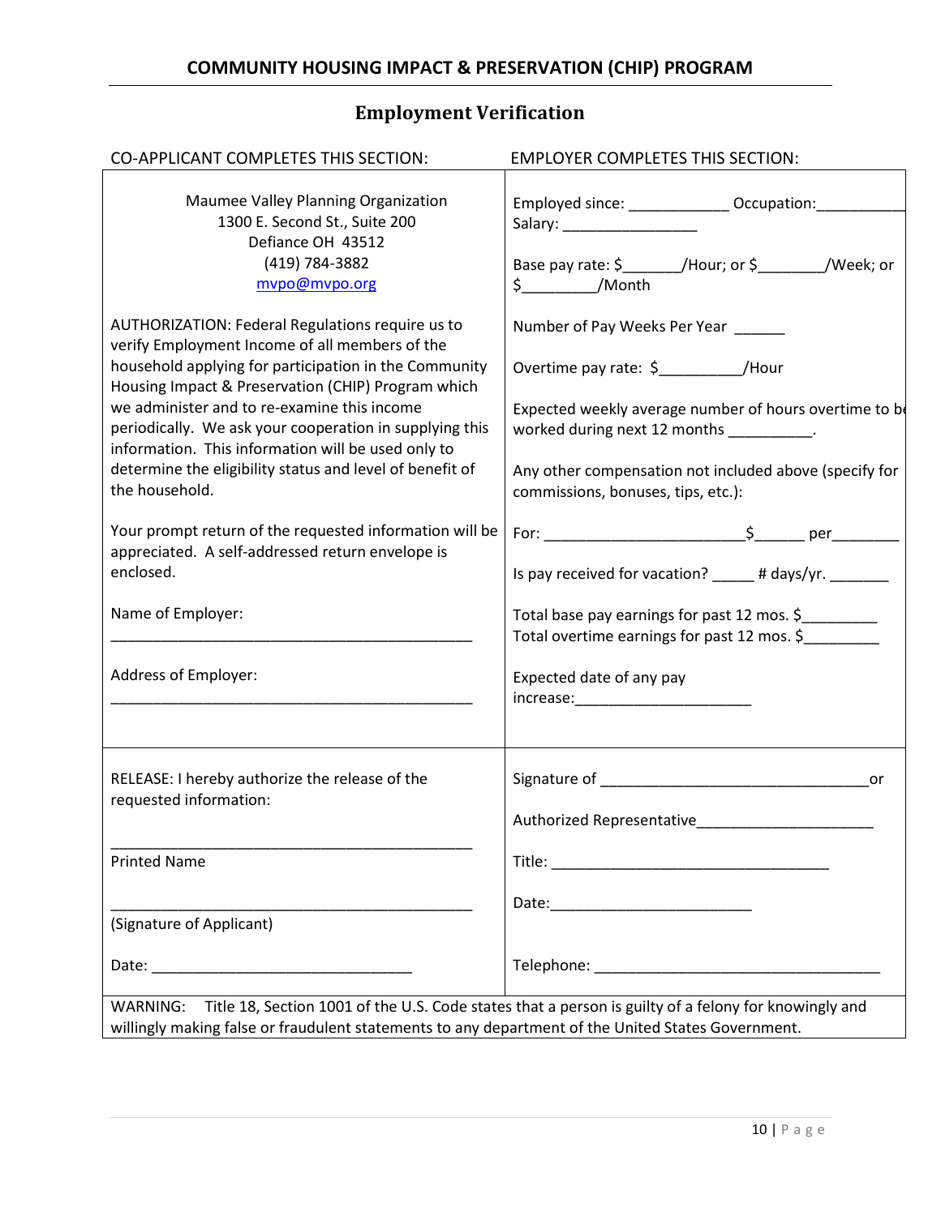## COMMUNITY HOUSING IMPACT & PRESERVATION (CHIP) PROGRAM

# Employment Verification

| CO-APPLICANT COMPLETES THIS SECTION: | EMPLOYER COMPLETES THIS SECTION: |
|---|---|
| Maumee Valley Planning Organization<br>1300 E. Second St., Suite 200<br>Defiance OH 43512<br>(419) 784-3882<br>mvpo@mvpo.org<br><br>AUTHORIZATION: Federal Regulations require us to verify Employment Income of all members of the household applying for participation in the Community Housing Impact & Preservation (CHIP) Program which we administer and to re-examine this income periodically. We ask your cooperation in supplying this information. This information will be used only to determine the eligibility status and level of benefit of the household.<br><br>Your prompt return of the requested information will be appreciated. A self-addressed return envelope is enclosed.<br><br>Name of Employer:<br>______________________________________________<br><br>Address of Employer:<br>______________________________________________ | Employed since: ____________ Occupation:__________<br>Salary: ________________<br><br>Base pay rate: $_______/Hour; or $________/Week; or $_________/Month<br><br>Number of Pay Weeks Per Year ______<br><br>Overtime pay rate: $__________/Hour<br><br>Expected weekly average number of hours overtime to be worked during next 12 months __________.<br><br>Any other compensation not included above (specify for commissions, bonuses, tips, etc.):<br><br>For: ________________________$______ per________<br><br>Is pay received for vacation? _____ # days/yr. _______<br><br>Total base pay earnings for past 12 mos. $_________<br>Total overtime earnings for past 12 mos. $_________<br><br>Expected date of any pay increase:_____________________ |
| RELEASE: I hereby authorize the release of the requested information:<br><br>______________________________________________<br>Printed Name<br><br>______________________________________________<br>(Signature of Applicant)<br><br>Date: ________________________________ | Signature of _________________________________or<br><br>Authorized Representative_____________________<br><br>Title: __________________________________<br><br>Date:________________________<br><br>Telephone: ___________________________________ |

WARNING: Title 18, Section 1001 of the U.S. Code states that a person is guilty of a felony for knowingly and willingly making false or fraudulent statements to any department of the United States Government.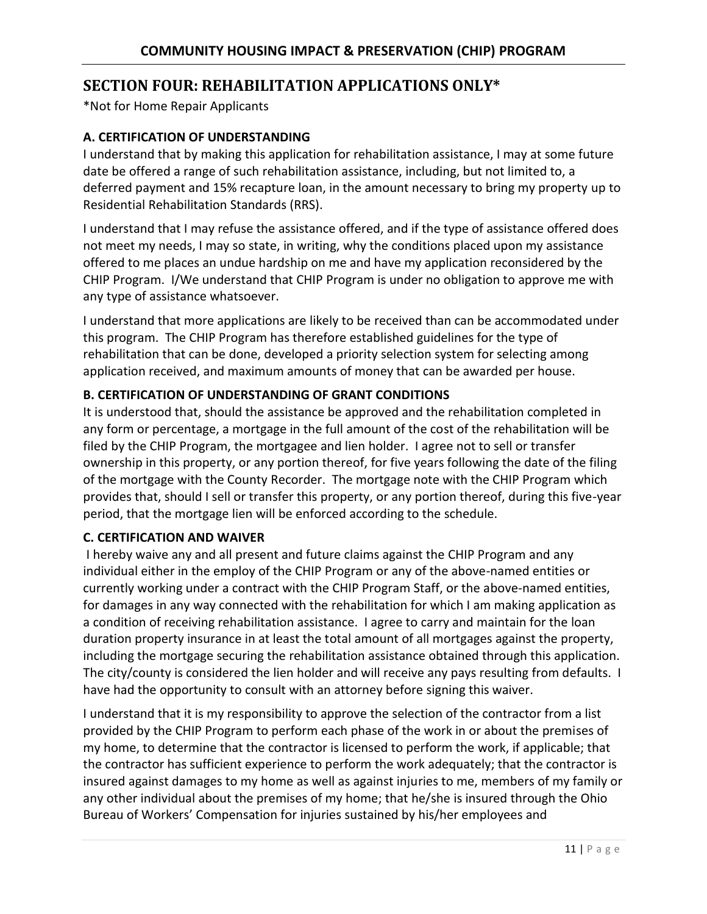## SECTION FOUR: REHABILITATION APPLICATIONS ONLY*

*Not for Home Repair Applicants

### A. CERTIFICATION OF UNDERSTANDING

I understand that by making this application for rehabilitation assistance, I may at some future date be offered a range of such rehabilitation assistance, including, but not limited to, a deferred payment and 15% recapture loan, in the amount necessary to bring my property up to Residential Rehabilitation Standards (RRS).

I understand that I may refuse the assistance offered, and if the type of assistance offered does not meet my needs, I may so state, in writing, why the conditions placed upon my assistance offered to me places an undue hardship on me and have my application reconsidered by the CHIP Program. I/We understand that CHIP Program is under no obligation to approve me with any type of assistance whatsoever.

I understand that more applications are likely to be received than can be accommodated under this program. The CHIP Program has therefore established guidelines for the type of rehabilitation that can be done, developed a priority selection system for selecting among application received, and maximum amounts of money that can be awarded per house.

### B. CERTIFICATION OF UNDERSTANDING OF GRANT CONDITIONS

It is understood that, should the assistance be approved and the rehabilitation completed in any form or percentage, a mortgage in the full amount of the cost of the rehabilitation will be filed by the CHIP Program, the mortgagee and lien holder. I agree not to sell or transfer ownership in this property, or any portion thereof, for five years following the date of the filing of the mortgage with the County Recorder. The mortgage note with the CHIP Program which provides that, should I sell or transfer this property, or any portion thereof, during this five-year period, that the mortgage lien will be enforced according to the schedule.

### C. CERTIFICATION AND WAIVER

I hereby waive any and all present and future claims against the CHIP Program and any individual either in the employ of the CHIP Program or any of the above-named entities or currently working under a contract with the CHIP Program Staff, or the above-named entities, for damages in any way connected with the rehabilitation for which I am making application as a condition of receiving rehabilitation assistance. I agree to carry and maintain for the loan duration property insurance in at least the total amount of all mortgages against the property, including the mortgage securing the rehabilitation assistance obtained through this application. The city/county is considered the lien holder and will receive any pays resulting from defaults. I have had the opportunity to consult with an attorney before signing this waiver.

I understand that it is my responsibility to approve the selection of the contractor from a list provided by the CHIP Program to perform each phase of the work in or about the premises of my home, to determine that the contractor is licensed to perform the work, if applicable; that the contractor has sufficient experience to perform the work adequately; that the contractor is insured against damages to my home as well as against injuries to me, members of my family or any other individual about the premises of my home; that he/she is insured through the Ohio Bureau of Workers' Compensation for injuries sustained by his/her employees and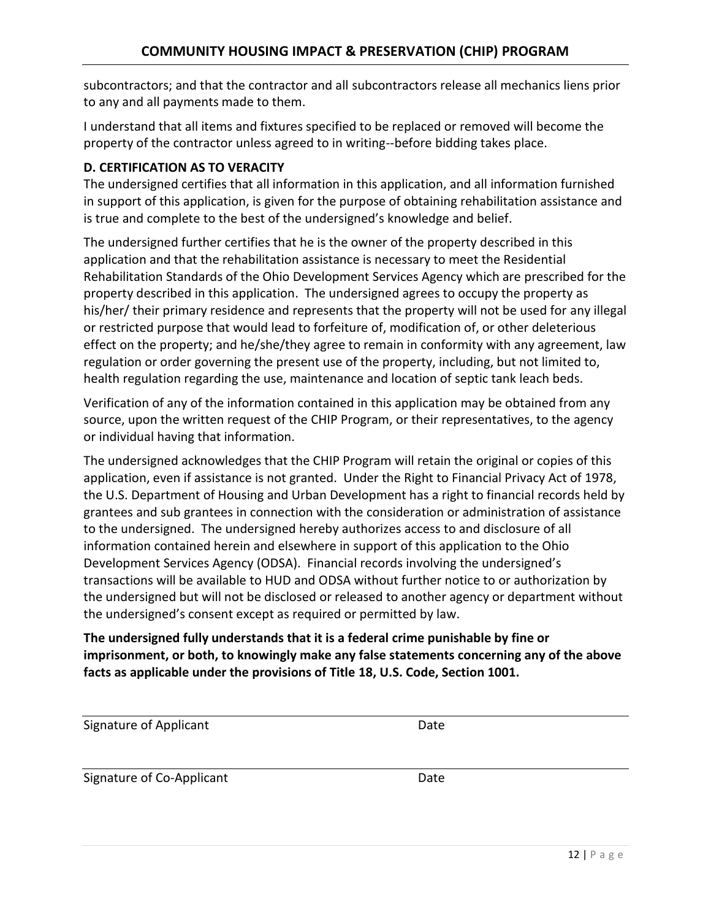subcontractors; and that the contractor and all subcontractors release all mechanics liens prior to any and all payments made to them.

I understand that all items and fixtures specified to be replaced or removed will become the property of the contractor unless agreed to in writing--before bidding takes place.

**D. CERTIFICATION AS TO VERACITY**

The undersigned certifies that all information in this application, and all information furnished in support of this application, is given for the purpose of obtaining rehabilitation assistance and is true and complete to the best of the undersigned's knowledge and belief.

The undersigned further certifies that he is the owner of the property described in this application and that the rehabilitation assistance is necessary to meet the Residential Rehabilitation Standards of the Ohio Development Services Agency which are prescribed for the property described in this application. The undersigned agrees to occupy the property as his/her/ their primary residence and represents that the property will not be used for any illegal or restricted purpose that would lead to forfeiture of, modification of, or other deleterious effect on the property; and he/she/they agree to remain in conformity with any agreement, law regulation or order governing the present use of the property, including, but not limited to, health regulation regarding the use, maintenance and location of septic tank leach beds.

Verification of any of the information contained in this application may be obtained from any source, upon the written request of the CHIP Program, or their representatives, to the agency or individual having that information.

The undersigned acknowledges that the CHIP Program will retain the original or copies of this application, even if assistance is not granted. Under the Right to Financial Privacy Act of 1978, the U.S. Department of Housing and Urban Development has a right to financial records held by grantees and sub grantees in connection with the consideration or administration of assistance to the undersigned. The undersigned hereby authorizes access to and disclosure of all information contained herein and elsewhere in support of this application to the Ohio Development Services Agency (ODSA). Financial records involving the undersigned's transactions will be available to HUD and ODSA without further notice to or authorization by the undersigned but will not be disclosed or released to another agency or department without the undersigned's consent except as required or permitted by law.

**The undersigned fully understands that it is a federal crime punishable by fine or imprisonment, or both, to knowingly make any false statements concerning any of the above facts as applicable under the provisions of Title 18, U.S. Code, Section 1001.**

\_\_\_\_\_\_\_\_\_\_\_\_\_\_\_\_\_\_\_\_\_\_\_\_\_\_\_\_\_\_\_\_\_\_\_\_\_\_\_\_\_\_\_\_\_\_\_\_\_\_\_\_\_\_\_\_\_\_\_\_

Signature of Applicant　　　　　　　　　　Date

\_\_\_\_\_\_\_\_\_\_\_\_\_\_\_\_\_\_\_\_\_\_\_\_\_\_\_\_\_\_\_\_\_\_\_\_\_\_\_\_\_\_\_\_\_\_\_\_\_\_\_\_\_\_\_\_\_\_\_\_

Signature of Co-Applicant　　　　　　　　Date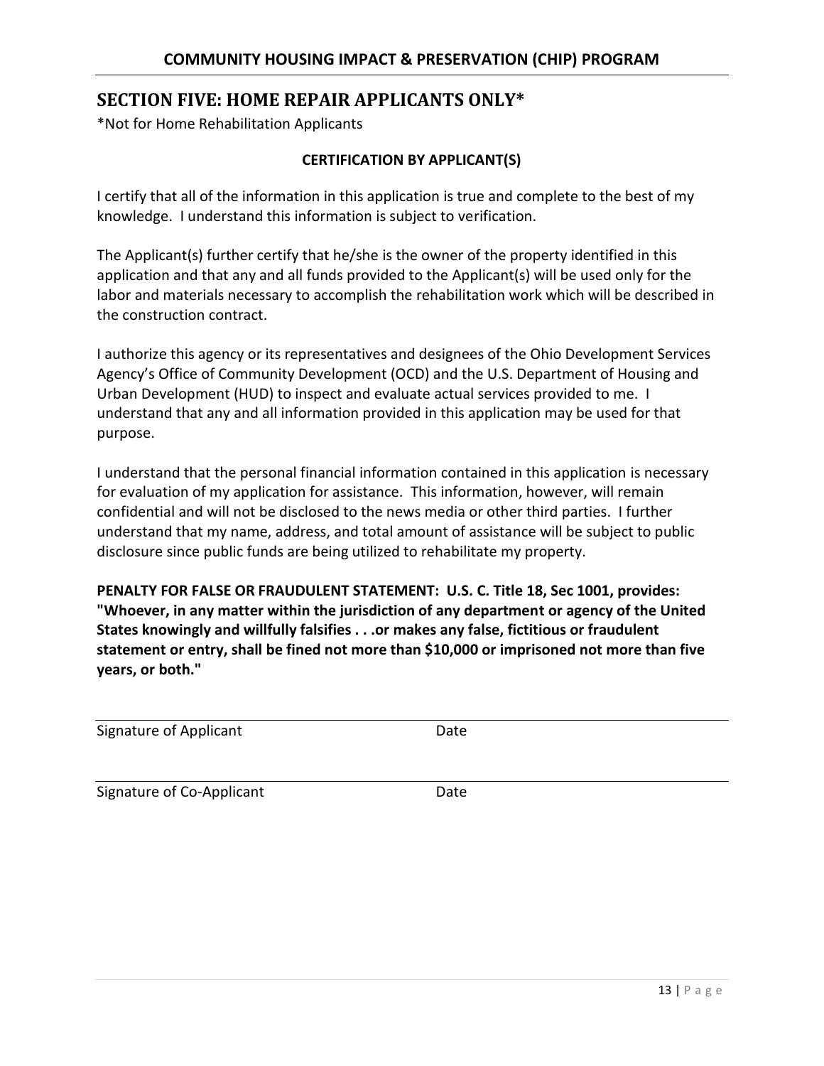## SECTION FIVE: HOME REPAIR APPLICANTS ONLY*

*Not for Home Rehabilitation Applicants

**CERTIFICATION BY APPLICANT(S)**

I certify that all of the information in this application is true and complete to the best of my knowledge. I understand this information is subject to verification.

The Applicant(s) further certify that he/she is the owner of the property identified in this application and that any and all funds provided to the Applicant(s) will be used only for the labor and materials necessary to accomplish the rehabilitation work which will be described in the construction contract.

I authorize this agency or its representatives and designees of the Ohio Development Services Agency's Office of Community Development (OCD) and the U.S. Department of Housing and Urban Development (HUD) to inspect and evaluate actual services provided to me. I understand that any and all information provided in this application may be used for that purpose.

I understand that the personal financial information contained in this application is necessary for evaluation of my application for assistance. This information, however, will remain confidential and will not be disclosed to the news media or other third parties. I further understand that my name, address, and total amount of assistance will be subject to public disclosure since public funds are being utilized to rehabilitate my property.

**PENALTY FOR FALSE OR FRAUDULENT STATEMENT: U.S. C. Title 18, Sec 1001, provides: "Whoever, in any matter within the jurisdiction of any department or agency of the United States knowingly and willfully falsifies . . .or makes any false, fictitious or fraudulent statement or entry, shall be fined not more than $10,000 or imprisoned not more than five years, or both."**

______________________________________________

Signature of Applicant Date

______________________________________________

Signature of Co-Applicant Date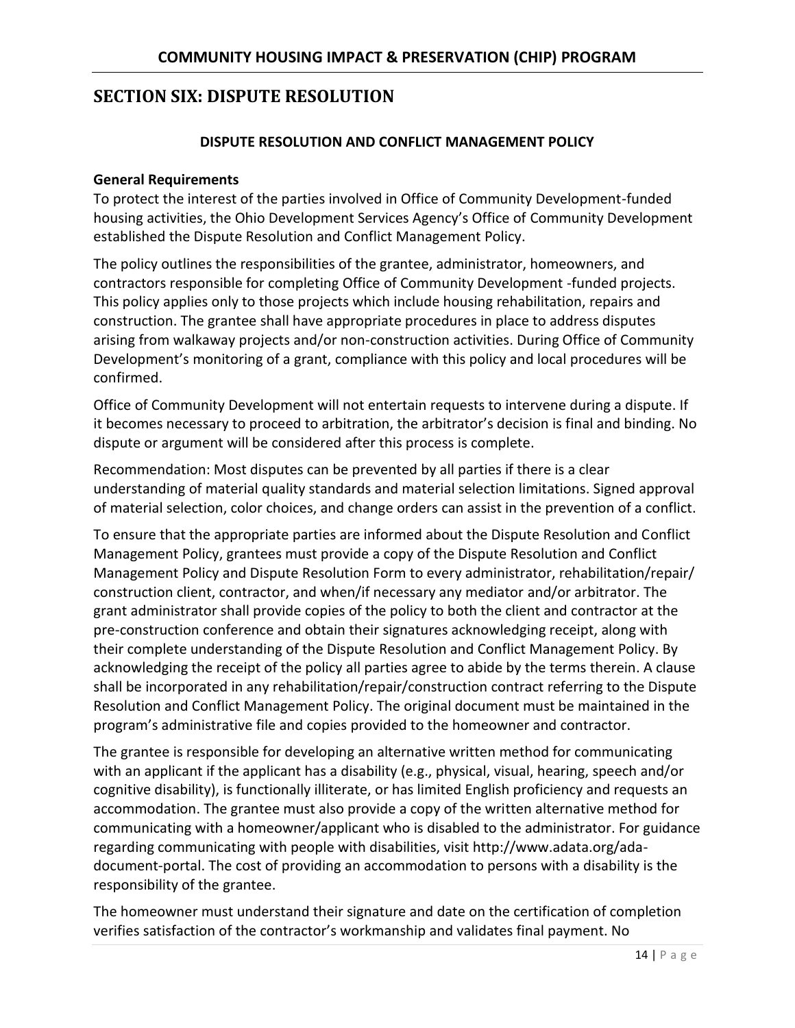## SECTION SIX: DISPUTE RESOLUTION

### DISPUTE RESOLUTION AND CONFLICT MANAGEMENT POLICY

**General Requirements**

To protect the interest of the parties involved in Office of Community Development-funded housing activities, the Ohio Development Services Agency's Office of Community Development established the Dispute Resolution and Conflict Management Policy.

The policy outlines the responsibilities of the grantee, administrator, homeowners, and contractors responsible for completing Office of Community Development -funded projects. This policy applies only to those projects which include housing rehabilitation, repairs and construction. The grantee shall have appropriate procedures in place to address disputes arising from walkaway projects and/or non-construction activities. During Office of Community Development's monitoring of a grant, compliance with this policy and local procedures will be confirmed.

Office of Community Development will not entertain requests to intervene during a dispute. If it becomes necessary to proceed to arbitration, the arbitrator's decision is final and binding. No dispute or argument will be considered after this process is complete.

Recommendation: Most disputes can be prevented by all parties if there is a clear understanding of material quality standards and material selection limitations. Signed approval of material selection, color choices, and change orders can assist in the prevention of a conflict.

To ensure that the appropriate parties are informed about the Dispute Resolution and Conflict Management Policy, grantees must provide a copy of the Dispute Resolution and Conflict Management Policy and Dispute Resolution Form to every administrator, rehabilitation/repair/ construction client, contractor, and when/if necessary any mediator and/or arbitrator. The grant administrator shall provide copies of the policy to both the client and contractor at the pre-construction conference and obtain their signatures acknowledging receipt, along with their complete understanding of the Dispute Resolution and Conflict Management Policy. By acknowledging the receipt of the policy all parties agree to abide by the terms therein. A clause shall be incorporated in any rehabilitation/repair/construction contract referring to the Dispute Resolution and Conflict Management Policy. The original document must be maintained in the program's administrative file and copies provided to the homeowner and contractor.

The grantee is responsible for developing an alternative written method for communicating with an applicant if the applicant has a disability (e.g., physical, visual, hearing, speech and/or cognitive disability), is functionally illiterate, or has limited English proficiency and requests an accommodation. The grantee must also provide a copy of the written alternative method for communicating with a homeowner/applicant who is disabled to the administrator. For guidance regarding communicating with people with disabilities, visit http://www.adata.org/ada-document-portal. The cost of providing an accommodation to persons with a disability is the responsibility of the grantee.

The homeowner must understand their signature and date on the certification of completion verifies satisfaction of the contractor's workmanship and validates final payment. No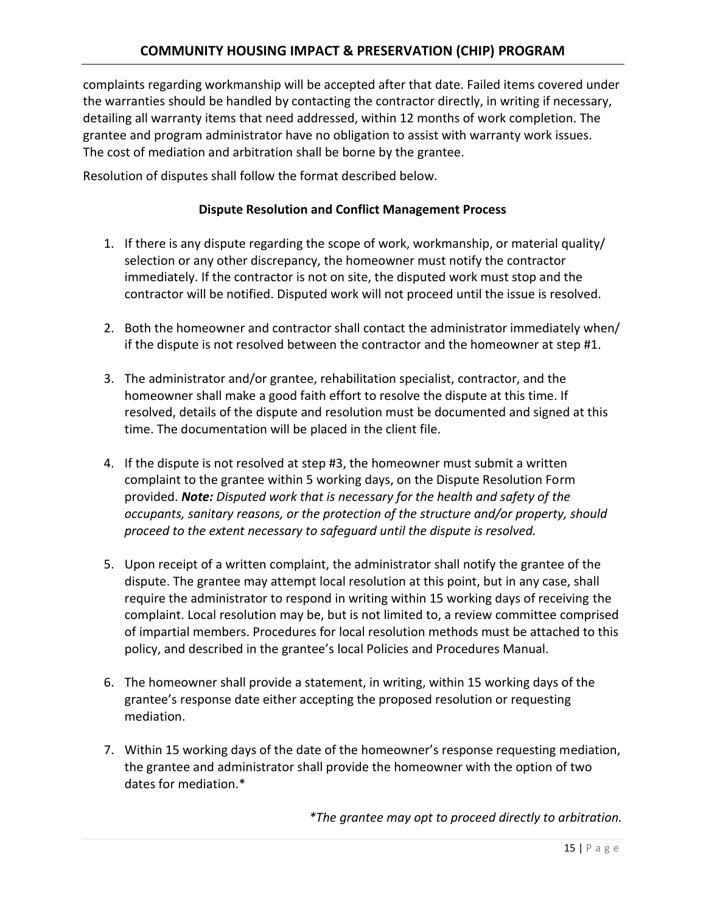complaints regarding workmanship will be accepted after that date. Failed items covered under the warranties should be handled by contacting the contractor directly, in writing if necessary, detailing all warranty items that need addressed, within 12 months of work completion. The grantee and program administrator have no obligation to assist with warranty work issues. The cost of mediation and arbitration shall be borne by the grantee.

Resolution of disputes shall follow the format described below.

### Dispute Resolution and Conflict Management Process

1. If there is any dispute regarding the scope of work, workmanship, or material quality/ selection or any other discrepancy, the homeowner must notify the contractor immediately. If the contractor is not on site, the disputed work must stop and the contractor will be notified. Disputed work will not proceed until the issue is resolved.

2. Both the homeowner and contractor shall contact the administrator immediately when/ if the dispute is not resolved between the contractor and the homeowner at step #1.

3. The administrator and/or grantee, rehabilitation specialist, contractor, and the homeowner shall make a good faith effort to resolve the dispute at this time. If resolved, details of the dispute and resolution must be documented and signed at this time. The documentation will be placed in the client file.

4. If the dispute is not resolved at step #3, the homeowner must submit a written complaint to the grantee within 5 working days, on the Dispute Resolution Form provided. ***Note:*** *Disputed work that is necessary for the health and safety of the occupants, sanitary reasons, or the protection of the structure and/or property, should proceed to the extent necessary to safeguard until the dispute is resolved.*

5. Upon receipt of a written complaint, the administrator shall notify the grantee of the dispute. The grantee may attempt local resolution at this point, but in any case, shall require the administrator to respond in writing within 15 working days of receiving the complaint. Local resolution may be, but is not limited to, a review committee comprised of impartial members. Procedures for local resolution methods must be attached to this policy, and described in the grantee's local Policies and Procedures Manual.

6. The homeowner shall provide a statement, in writing, within 15 working days of the grantee's response date either accepting the proposed resolution or requesting mediation.

7. Within 15 working days of the date of the homeowner's response requesting mediation, the grantee and administrator shall provide the homeowner with the option of two dates for mediation.*

*\*The grantee may opt to proceed directly to arbitration.*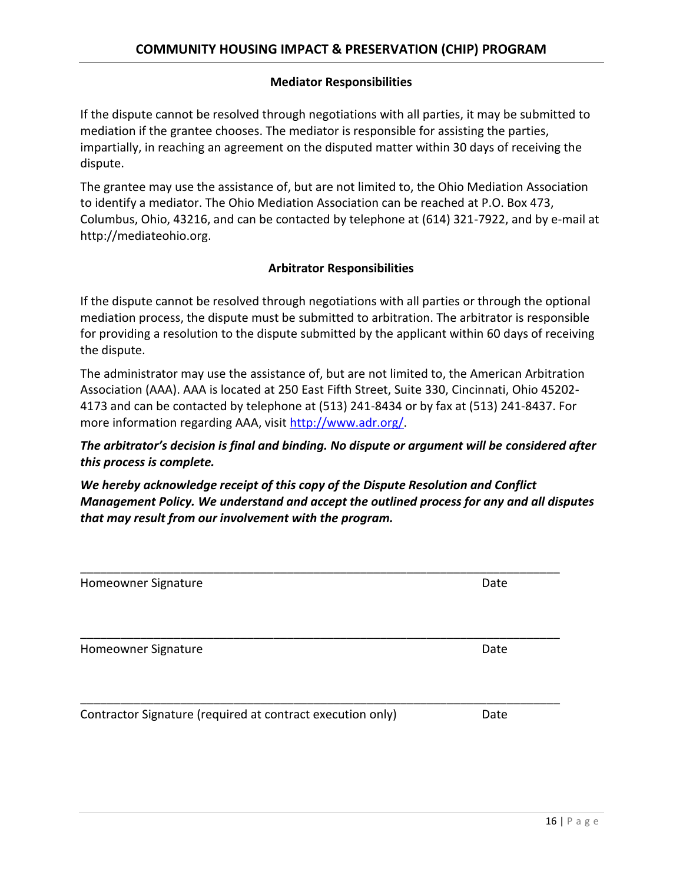### Mediator Responsibilities

If the dispute cannot be resolved through negotiations with all parties, it may be submitted to mediation if the grantee chooses. The mediator is responsible for assisting the parties, impartially, in reaching an agreement on the disputed matter within 30 days of receiving the dispute.

The grantee may use the assistance of, but are not limited to, the Ohio Mediation Association to identify a mediator. The Ohio Mediation Association can be reached at P.O. Box 473, Columbus, Ohio, 43216, and can be contacted by telephone at (614) 321-7922, and by e-mail at http://mediateohio.org.

### Arbitrator Responsibilities

If the dispute cannot be resolved through negotiations with all parties or through the optional mediation process, the dispute must be submitted to arbitration. The arbitrator is responsible for providing a resolution to the dispute submitted by the applicant within 60 days of receiving the dispute.

The administrator may use the assistance of, but are not limited to, the American Arbitration Association (AAA). AAA is located at 250 East Fifth Street, Suite 330, Cincinnati, Ohio 45202-4173 and can be contacted by telephone at (513) 241-8434 or by fax at (513) 241-8437. For more information regarding AAA, visit [http://www.adr.org/](http://www.adr.org/).

***The arbitrator's decision is final and binding. No dispute or argument will be considered after this process is complete.***

***We hereby acknowledge receipt of this copy of the Dispute Resolution and Conflict Management Policy. We understand and accept the outlined process for any and all disputes that may result from our involvement with the program.***

_______________________________________________________________________________

Homeowner Signature                                                                                    Date

_______________________________________________________________________________

Homeowner Signature                                                                                    Date

_______________________________________________________________________________

Contractor Signature (required at contract execution only)                                Date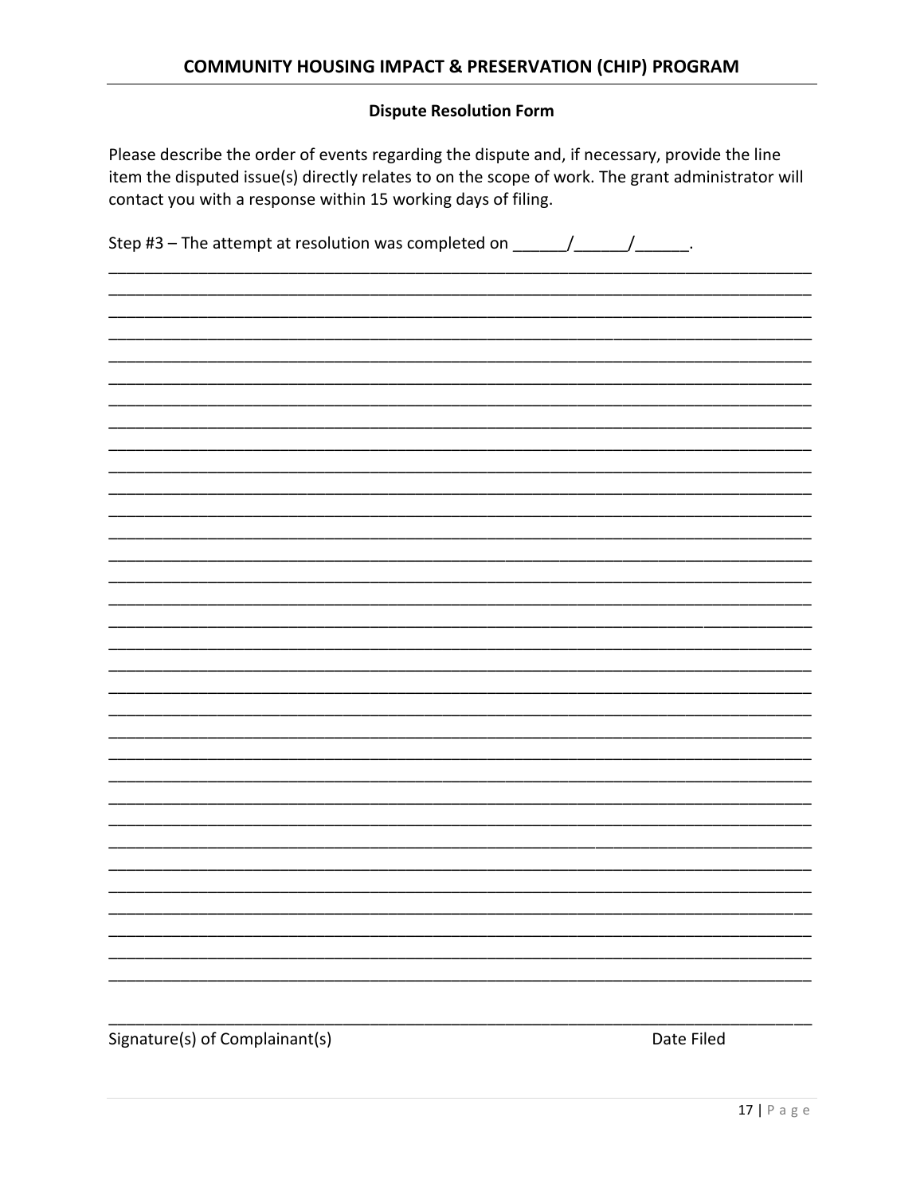## COMMUNITY HOUSING IMPACT & PRESERVATION (CHIP) PROGRAM

**Dispute Resolution Form**

Please describe the order of events regarding the dispute and, if necessary, provide the line item the disputed issue(s) directly relates to on the scope of work. The grant administrator will contact you with a response within 15 working days of filing.

Step #3 – The attempt at resolution was completed on ______/______/______.

______________________________________________________________________________
______________________________________________________________________________
______________________________________________________________________________
______________________________________________________________________________
______________________________________________________________________________
______________________________________________________________________________
______________________________________________________________________________
______________________________________________________________________________
______________________________________________________________________________
______________________________________________________________________________
______________________________________________________________________________
______________________________________________________________________________
______________________________________________________________________________
______________________________________________________________________________
______________________________________________________________________________
______________________________________________________________________________
______________________________________________________________________________
______________________________________________________________________________
______________________________________________________________________________
______________________________________________________________________________
______________________________________________________________________________
______________________________________________________________________________
______________________________________________________________________________
______________________________________________________________________________
______________________________________________________________________________
______________________________________________________________________________
______________________________________________________________________________
______________________________________________________________________________
______________________________________________________________________________
______________________________________________________________________________
______________________________________________________________________________
______________________________________________________________________________
______________________________________________________________________________

______________________________________________________________________________
Signature(s) of Complainant(s) Date Filed